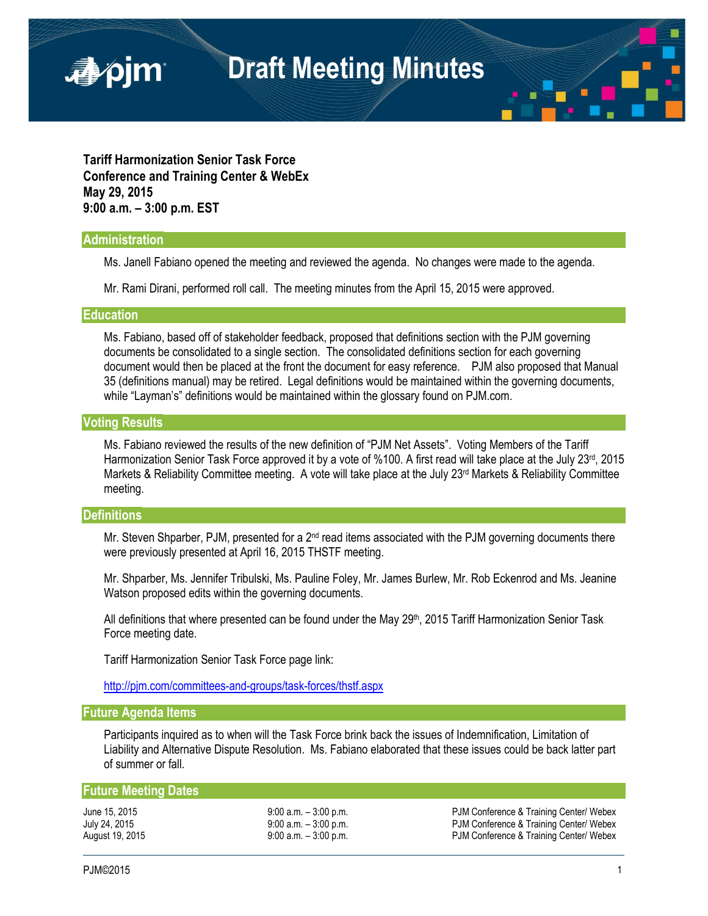# Draft Meeting Minutes

**Tariff Harmonization Senior Task Force**
**Conference and Training Center & WebEx**
**May 29, 2015**
**9:00 a.m. – 3:00 p.m. EST**

## Administration

Ms. Janell Fabiano opened the meeting and reviewed the agenda. No changes were made to the agenda.

Mr. Rami Dirani, performed roll call. The meeting minutes from the April 15, 2015 were approved.

## Education

Ms. Fabiano, based off of stakeholder feedback, proposed that definitions section with the PJM governing documents be consolidated to a single section. The consolidated definitions section for each governing document would then be placed at the front the document for easy reference. PJM also proposed that Manual 35 (definitions manual) may be retired. Legal definitions would be maintained within the governing documents, while "Layman's" definitions would be maintained within the glossary found on PJM.com.

## Voting Results

Ms. Fabiano reviewed the results of the new definition of "PJM Net Assets". Voting Members of the Tariff Harmonization Senior Task Force approved it by a vote of %100. A first read will take place at the July 23rd, 2015 Markets & Reliability Committee meeting. A vote will take place at the July 23rd Markets & Reliability Committee meeting.

## Definitions

Mr. Steven Shparber, PJM, presented for a 2nd read items associated with the PJM governing documents there were previously presented at April 16, 2015 THSTF meeting.

Mr. Shparber, Ms. Jennifer Tribulski, Ms. Pauline Foley, Mr. James Burlew, Mr. Rob Eckenrod and Ms. Jeanine Watson proposed edits within the governing documents.

All definitions that where presented can be found under the May 29th, 2015 Tariff Harmonization Senior Task Force meeting date.

Tariff Harmonization Senior Task Force page link:

http://pjm.com/committees-and-groups/task-forces/thstf.aspx

## Future Agenda Items

Participants inquired as to when will the Task Force brink back the issues of Indemnification, Limitation of Liability and Alternative Dispute Resolution. Ms. Fabiano elaborated that these issues could be back latter part of summer or fall.

## Future Meeting Dates

| | | |
|---|---|---|
| June 15, 2015 | 9:00 a.m. – 3:00 p.m. | PJM Conference & Training Center/ Webex |
| July 24, 2015 | 9:00 a.m. – 3:00 p.m. | PJM Conference & Training Center/ Webex |
| August 19, 2015 | 9:00 a.m. – 3:00 p.m. | PJM Conference & Training Center/ Webex |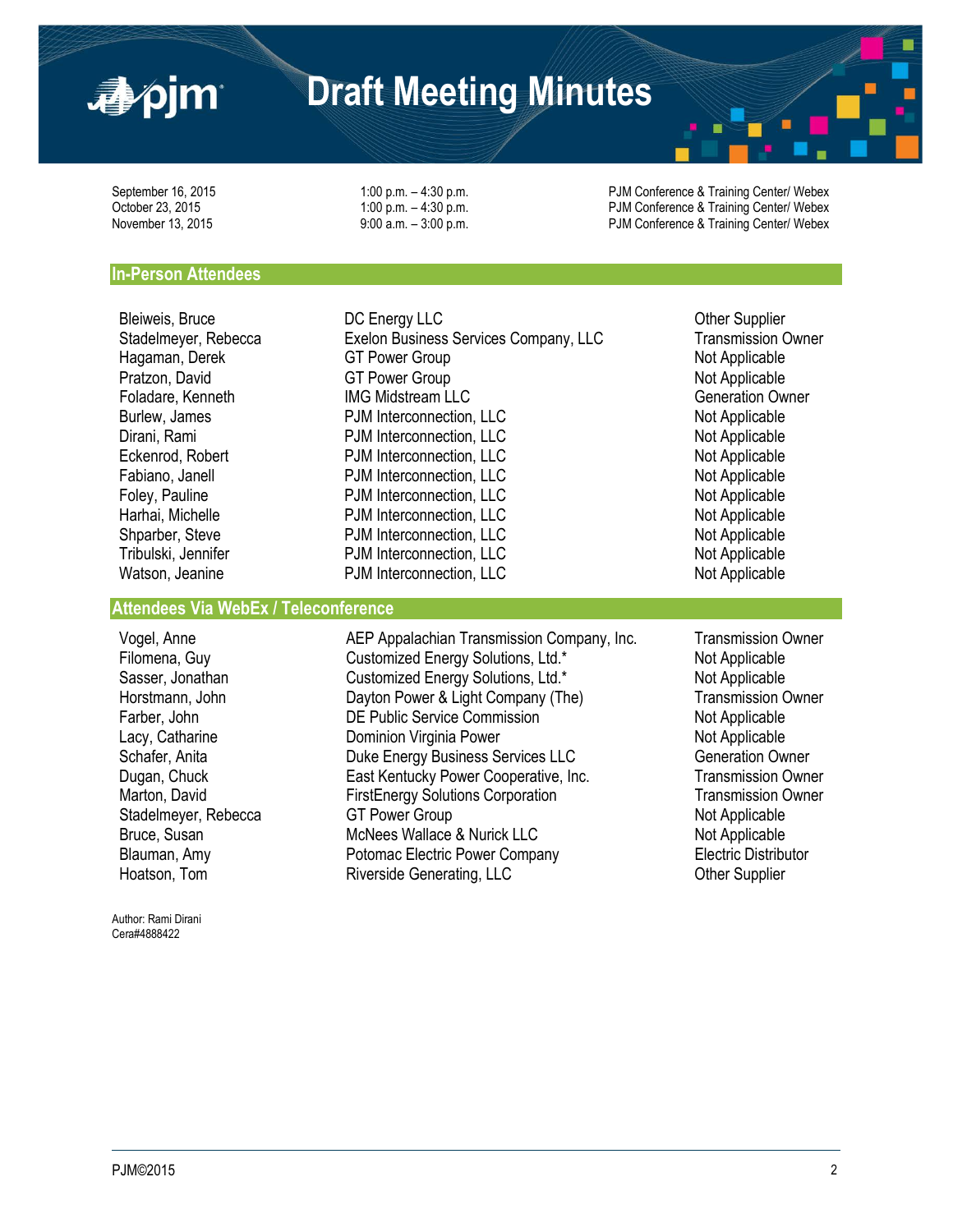# Draft Meeting Minutes

| | | |
|---|---|---|
| September 16, 2015 | 1:00 p.m. – 4:30 p.m. | PJM Conference & Training Center/ Webex |
| October 23, 2015 | 1:00 p.m. – 4:30 p.m. | PJM Conference & Training Center/ Webex |
| November 13, 2015 | 9:00 a.m. – 3:00 p.m. | PJM Conference & Training Center/ Webex |

## In-Person Attendees

| | | |
|---|---|---|
| Bleiweis, Bruce | DC Energy LLC | Other Supplier |
| Stadelmeyer, Rebecca | Exelon Business Services Company, LLC | Transmission Owner |
| Hagaman, Derek | GT Power Group | Not Applicable |
| Pratzon, David | GT Power Group | Not Applicable |
| Foladare, Kenneth | IMG Midstream LLC | Generation Owner |
| Burlew, James | PJM Interconnection, LLC | Not Applicable |
| Dirani, Rami | PJM Interconnection, LLC | Not Applicable |
| Eckenrod, Robert | PJM Interconnection, LLC | Not Applicable |
| Fabiano, Janell | PJM Interconnection, LLC | Not Applicable |
| Foley, Pauline | PJM Interconnection, LLC | Not Applicable |
| Harhai, Michelle | PJM Interconnection, LLC | Not Applicable |
| Shparber, Steve | PJM Interconnection, LLC | Not Applicable |
| Tribulski, Jennifer | PJM Interconnection, LLC | Not Applicable |
| Watson, Jeanine | PJM Interconnection, LLC | Not Applicable |

## Attendees Via WebEx / Teleconference

| | | |
|---|---|---|
| Vogel, Anne | AEP Appalachian Transmission Company, Inc. | Transmission Owner |
| Filomena, Guy | Customized Energy Solutions, Ltd.* | Not Applicable |
| Sasser, Jonathan | Customized Energy Solutions, Ltd.* | Not Applicable |
| Horstmann, John | Dayton Power & Light Company (The) | Transmission Owner |
| Farber, John | DE Public Service Commission | Not Applicable |
| Lacy, Catharine | Dominion Virginia Power | Not Applicable |
| Schafer, Anita | Duke Energy Business Services LLC | Generation Owner |
| Dugan, Chuck | East Kentucky Power Cooperative, Inc. | Transmission Owner |
| Marton, David | FirstEnergy Solutions Corporation | Transmission Owner |
| Stadelmeyer, Rebecca | GT Power Group | Not Applicable |
| Bruce, Susan | McNees Wallace & Nurick LLC | Not Applicable |
| Blauman, Amy | Potomac Electric Power Company | Electric Distributor |
| Hoatson, Tom | Riverside Generating, LLC | Other Supplier |

Author: Rami Dirani
Cera#4888422